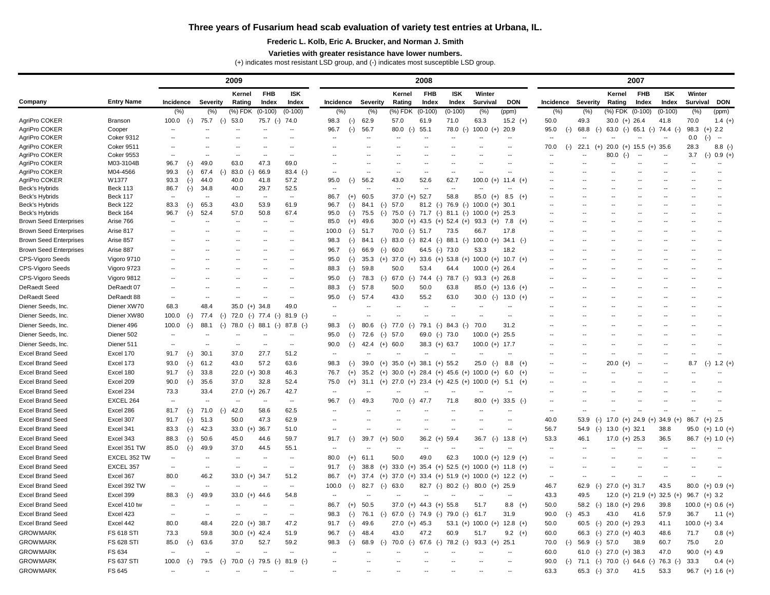# Three years of Fusarium head scab evaluation of variety test entries at Urbana, IL.

**Frederic L. Kolb, Eric A. Brucker, and Norman J. Smith**

**Varieties with greater resistance have lower numbers.**

(+) indicates most resistant LSD group, and (-) indicates most susceptible LSD group.

| | | 2009 | | | | | 2008 | | | | | | | 2007 | | | | | | |
|---|---|---|---|---|---|---|---|---|---|---|---|---|---|---|---|---|---|---|---|---|
| Company | Entry Name | Incidence | Severity | Kernel Rating | FHB Index | ISK Index | Incidence | Severity | Kernel Rating | FHB Index | ISK Index | Winter Survival | DON | Incidence | Severity | Kernel Rating | FHB Index | ISK Index | Winter Survival | DON |
| | | (%) | (%) | (%) FDK | (0-100) | (0-100) | (%) | (%) | (%) FDK | (0-100) | (0-100) | (%) | (ppm) | (%) | (%) | (%) FDK | (0-100) | (0-100) | (%) | (ppm) |
| AgriPro COKER | Branson | 100.0 (-) | 75.7 (-) | 53.0 | 75.7 (-) | 74.0 | 98.3 (-) | 62.9 | 57.0 | 61.9 | 71.0 | 63.3 | 15.2 (+) | 50.0 | 49.3 | 30.0 (+) | 26.4 | 41.8 | 70.0 | 1.4 (+) |
| AgriPro COKER | Cooper | -- | -- | -- | -- | -- | 96.7 (-) | 56.7 | 80.0 (-) | 55.1 | 78.0 (-) | 100.0 (+) | 20.9 | 95.0 (-) | 68.8 (-) | 63.0 (-) | 65.1 (-) | 74.4 (-) | 98.3 (+) | 2.2 |
| AgriPro COKER | Coker 9312 | -- | -- | -- | -- | -- | -- | -- | -- | -- | -- | -- | -- | -- | -- | -- | -- | -- | 0.0 (-) | -- |
| AgriPro COKER | Coker 9511 | -- | -- | -- | -- | -- | -- | -- | -- | -- | -- | -- | -- | 70.0 (-) | 22.1 (+) | 20.0 (+) | 15.5 (+) | 35.6 | 28.3 | 8.8 (-) |
| AgriPro COKER | Coker 9553 | -- | -- | -- | -- | -- | -- | -- | -- | -- | -- | -- | -- | -- | -- | 80.0 (-) | -- | -- | 3.7 (-) | 0.9 (+) |
| AgriPro COKER | M03-3104B | 96.7 (-) | 49.0 | 63.0 | 47.3 | 69.0 | -- | -- | -- | -- | -- | -- | -- | -- | -- | -- | -- | -- | -- | -- |
| AgriPro COKER | M04-4566 | 99.3 (-) | 67.4 (-) | 83.0 (-) | 66.9 | 83.4 (-) | -- | -- | -- | -- | -- | -- | -- | -- | -- | -- | -- | -- | -- | -- |
| AgriPro COKER | W1377 | 93.3 (-) | 44.0 | 40.0 | 41.8 | 57.2 | 95.0 (-) | 56.2 | 43.0 | 52.6 | 62.7 | 100.0 (+) | 11.4 (+) | -- | -- | -- | -- | -- | -- | -- |
| Beck's Hybrids | Beck 113 | 86.7 (-) | 34.8 | 40.0 | 29.7 | 52.5 | -- | -- | -- | -- | -- | -- | -- | -- | -- | -- | -- | -- | -- | -- |
| Beck's Hybrids | Beck 117 | -- | -- | -- | -- | -- | 86.7 (+) | 60.5 | 37.0 (+) | 52.7 | 58.8 | 85.0 (+) | 8.5 (+) | -- | -- | -- | -- | -- | -- | -- |
| Beck's Hybrids | Beck 122 | 83.3 (-) | 65.3 | 43.0 | 53.9 | 61.9 | 96.7 (-) | 84.1 (-) | 57.0 | 81.2 (-) | 76.9 (-) | 100.0 (+) | 30.1 | -- | -- | -- | -- | -- | -- | -- |
| Beck's Hybrids | Beck 164 | 96.7 (-) | 52.4 | 57.0 | 50.8 | 67.4 | 95.0 (-) | 75.5 (-) | 75.0 (-) | 71.7 (-) | 81.1 (-) | 100.0 (+) | 25.3 | -- | -- | -- | -- | -- | -- | -- |
| Brown Seed Enterprises | Arise 766 | -- | -- | -- | -- | -- | 85.0 (+) | 49.6 | 30.0 (+) | 43.5 (+) | 52.4 (+) | 93.3 (+) | 7.8 (+) | -- | -- | -- | -- | -- | -- | -- |
| Brown Seed Enterprises | Arise 817 | -- | -- | -- | -- | -- | 100.0 (-) | 51.7 | 70.0 (-) | 51.7 | 73.5 | 66.7 | 17.8 | -- | -- | -- | -- | -- | -- | -- |
| Brown Seed Enterprises | Arise 857 | -- | -- | -- | -- | -- | 98.3 (-) | 84.1 (-) | 83.0 (-) | 82.4 (-) | 88.1 (-) | 100.0 (+) | 34.1 (-) | -- | -- | -- | -- | -- | -- | -- |
| Brown Seed Enterprises | Arise 887 | -- | -- | -- | -- | -- | 96.7 (-) | 66.9 (-) | 60.0 | 64.5 (-) | 73.0 | 53.3 | 18.2 | -- | -- | -- | -- | -- | -- | -- |
| CPS-Vigoro Seeds | Vigoro 9710 | -- | -- | -- | -- | -- | 95.0 (-) | 35.3 (+) | 37.0 (+) | 33.6 (+) | 53.8 (+) | 100.0 (+) | 10.7 (+) | -- | -- | -- | -- | -- | -- | -- |
| CPS-Vigoro Seeds | Vigoro 9723 | -- | -- | -- | -- | -- | 88.3 (-) | 59.8 | 50.0 | 53.4 | 64.4 | 100.0 (+) | 26.4 | -- | -- | -- | -- | -- | -- | -- |
| CPS-Vigoro Seeds | Vigoro 9812 | -- | -- | -- | -- | -- | 95.0 (-) | 78.3 (-) | 67.0 (-) | 74.4 (-) | 78.7 (-) | 93.3 (+) | 26.8 | -- | -- | -- | -- | -- | -- | -- |
| DeRaedt Seed | DeRaedt 07 | -- | -- | -- | -- | -- | 88.3 (-) | 57.8 | 50.0 | 50.0 | 63.8 | 85.0 (+) | 13.6 (+) | -- | -- | -- | -- | -- | -- | -- |
| DeRaedt Seed | DeRaedt 88 | -- | -- | -- | -- | -- | 95.0 (-) | 57.4 | 43.0 | 55.2 | 63.0 | 30.0 (-) | 13.0 (+) | -- | -- | -- | -- | -- | -- | -- |
| Diener Seeds, Inc. | Diener XW70 | 68.3 | 48.4 | 35.0 (+) | 34.8 | 49.0 | -- | -- | -- | -- | -- | -- | -- | -- | -- | -- | -- | -- | -- | -- |
| Diener Seeds, Inc. | Diener XW80 | 100.0 (-) | 77.4 (-) | 72.0 (-) | 77.4 (-) | 81.9 (-) | -- | -- | -- | -- | -- | -- | -- | -- | -- | -- | -- | -- | -- | -- |
| Diener Seeds, Inc. | Diener 496 | 100.0 (-) | 88.1 (-) | 78.0 (-) | 88.1 (-) | 87.8 (-) | 98.3 (-) | 80.6 (-) | 77.0 (-) | 79.1 (-) | 84.3 (-) | 70.0 | 31.2 | -- | -- | -- | -- | -- | -- | -- |
| Diener Seeds, Inc. | Diener 502 | -- | -- | -- | -- | -- | 95.0 (-) | 72.6 (-) | 57.0 | 69.0 (-) | 73.0 | 100.0 (+) | 25.5 | -- | -- | -- | -- | -- | -- | -- |
| Diener Seeds, Inc. | Diener 511 | -- | -- | -- | -- | -- | 90.0 (-) | 42.4 (+) | 60.0 | 38.3 (+) | 63.7 | 100.0 (+) | 17.7 | -- | -- | -- | -- | -- | -- | -- |
| Excel Brand Seed | Excel 170 | 91.7 (-) | 30.1 | 37.0 | 27.7 | 51.2 | -- | -- | -- | -- | -- | -- | -- | -- | -- | -- | -- | -- | -- | -- |
| Excel Brand Seed | Excel 173 | 93.0 (-) | 61.2 | 43.0 | 57.2 | 63.6 | 98.3 (-) | 39.0 (+) | 35.0 (+) | 38.1 (+) | 55.2 | 25.0 (-) | 8.8 (+) | -- | -- | 20.0 (+) | -- | -- | 8.7 (-) | 1.2 (+) |
| Excel Brand Seed | Excel 180 | 91.7 (-) | 33.8 | 22.0 (+) | 30.8 | 46.3 | 76.7 (+) | 35.2 (+) | 30.0 (+) | 28.4 (+) | 45.6 (+) | 100.0 (+) | 6.0 (+) | -- | -- | -- | -- | -- | -- | -- |
| Excel Brand Seed | Excel 209 | 90.0 (-) | 35.6 | 37.0 | 32.8 | 52.4 | 75.0 (+) | 31.1 (+) | 27.0 (+) | 23.4 (+) | 42.5 (+) | 100.0 (+) | 5.1 (+) | -- | -- | -- | -- | -- | -- | -- |
| Excel Brand Seed | Excel 234 | 73.3 | 33.4 | 27.0 (+) | 26.7 | 42.7 | -- | -- | -- | -- | -- | -- | -- | -- | -- | -- | -- | -- | -- | -- |
| Excel Brand Seed | EXCEL 264 | -- | -- | -- | -- | -- | 96.7 (-) | 49.3 | 70.0 (-) | 47.7 | 71.8 | 80.0 (+) | 33.5 (-) | -- | -- | -- | -- | -- | -- | -- |
| Excel Brand Seed | Excel 286 | 81.7 (-) | 71.0 (-) | 42.0 | 58.6 | 62.5 | -- | -- | -- | -- | -- | -- | -- | -- | -- | -- | -- | -- | -- | -- |
| Excel Brand Seed | Excel 307 | 91.7 (-) | 51.3 | 50.0 | 47.3 | 62.9 | -- | -- | -- | -- | -- | -- | -- | 40.0 | 53.9 (-) | 17.0 (+) | 24.9 (+) | 34.9 (+) | 86.7 (+) | 2.5 |
| Excel Brand Seed | Excel 341 | 83.3 (-) | 42.3 | 33.0 (+) | 36.7 | 51.0 | -- | -- | -- | -- | -- | -- | -- | 56.7 | 54.9 (-) | 13.0 (+) | 32.1 | 38.8 | 95.0 (+) | 1.0 (+) |
| Excel Brand Seed | Excel 343 | 88.3 (-) | 50.6 | 45.0 | 44.6 | 59.7 | 91.7 (-) | 39.7 (+) | 50.0 | 36.2 (+) | 59.4 | 36.7 (-) | 13.8 (+) | 53.3 | 46.1 | 17.0 (+) | 25.3 | 36.5 | 86.7 (+) | 1.0 (+) |
| Excel Brand Seed | Excel 351 TW | 85.0 (-) | 49.9 | 37.0 | 44.5 | 55.1 | -- | -- | -- | -- | -- | -- | -- | -- | -- | -- | -- | -- | -- | -- |
| Excel Brand Seed | EXCEL 352 TW | -- | -- | -- | -- | -- | 80.0 (+) | 61.1 | 50.0 | 49.0 | 62.3 | 100.0 (+) | 12.9 (+) | -- | -- | -- | -- | -- | -- | -- |
| Excel Brand Seed | EXCEL 357 | -- | -- | -- | -- | -- | 91.7 (-) | 38.8 (+) | 33.0 (+) | 35.4 (+) | 52.5 (+) | 100.0 (+) | 11.8 (+) | -- | -- | -- | -- | -- | -- | -- |
| Excel Brand Seed | Excel 367 | 80.0 | 46.2 | 33.0 (+) | 34.7 | 51.2 | 86.7 (+) | 37.4 (+) | 37.0 (+) | 33.4 (+) | 51.9 (+) | 100.0 (+) | 12.2 (+) | -- | -- | -- | -- | -- | -- | -- |
| Excel Brand Seed | Excel 392 TW | -- | -- | -- | -- | -- | 100.0 (-) | 82.7 (-) | 63.0 | 82.7 (-) | 80.2 (-) | 80.0 (+) | 25.9 | 46.7 | 62.9 (-) | 27.0 (+) | 31.7 | 43.5 | 80.0 (+) | 0.9 (+) |
| Excel Brand Seed | Excel 399 | 88.3 (-) | 49.9 | 33.0 (+) | 44.6 | 54.8 | -- | -- | -- | -- | -- | -- | -- | 43.3 | 49.5 | 12.0 (+) | 21.9 (+) | 32.5 (+) | 96.7 (+) | 3.2 |
| Excel Brand Seed | Excel 410 tw | -- | -- | -- | -- | -- | 86.7 (+) | 50.5 | 37.0 (+) | 44.3 (+) | 55.8 | 51.7 | 8.8 (+) | 50.0 | 58.2 (-) | 18.0 (+) | 29.6 | 39.8 | 100.0 (+) | 0.6 (+) |
| Excel Brand Seed | Excel 423 | -- | -- | -- | -- | -- | 98.3 (-) | 76.1 (-) | 67.0 (-) | 74.9 (-) | 79.0 (-) | 61.7 | 31.9 | 90.0 (-) | 45.3 | 43.0 | 41.6 | 57.9 | 36.7 | 1.1 (+) |
| Excel Brand Seed | Excel 442 | 80.0 | 48.4 | 22.0 (+) | 38.7 | 47.2 | 91.7 (-) | 49.6 | 27.0 (+) | 45.3 | 53.1 (+) | 100.0 (+) | 12.8 (+) | 50.0 | 60.5 (-) | 20.0 (+) | 29.3 | 41.1 | 100.0 (+) | 3.4 |
| GROWMARK | FS 618 STI | 73.3 | 59.8 | 30.0 (+) | 42.4 | 51.9 | 96.7 (-) | 48.4 | 43.0 | 47.2 | 60.9 | 51.7 | 9.2 (+) | 60.0 | 66.3 (-) | 27.0 (+) | 40.3 | 48.6 | 71.7 | 0.8 (+) |
| GROWMARK | FS 628 STI | 85.0 (-) | 63.6 | 37.0 | 52.7 | 59.2 | 98.3 (-) | 68.9 (-) | 70.0 (-) | 67.6 (-) | 78.2 (-) | 93.3 (+) | 25.1 | 70.0 (-) | 56.9 (-) | 57.0 | 38.9 | 60.7 | 75.0 | 2.0 |
| GROWMARK | FS 634 | -- | -- | -- | -- | -- | -- | -- | -- | -- | -- | -- | -- | 60.0 | 61.0 (-) | 27.0 (+) | 38.3 | 47.0 | 90.0 (+) | 4.9 |
| GROWMARK | FS 637 STI | 100.0 (-) | 79.5 (-) | 70.0 (-) | 79.5 (-) | 81.9 (-) | -- | -- | -- | -- | -- | -- | -- | 90.0 (-) | 71.1 (-) | 70.0 (-) | 64.6 (-) | 76.3 (-) | 33.3 | 0.4 (+) |
| GROWMARK | FS 645 | -- | -- | -- | -- | -- | -- | -- | -- | -- | -- | -- | -- | 63.3 | 65.3 (-) | 37.0 | 41.5 | 53.3 | 96.7 (+) | 1.6 (+) |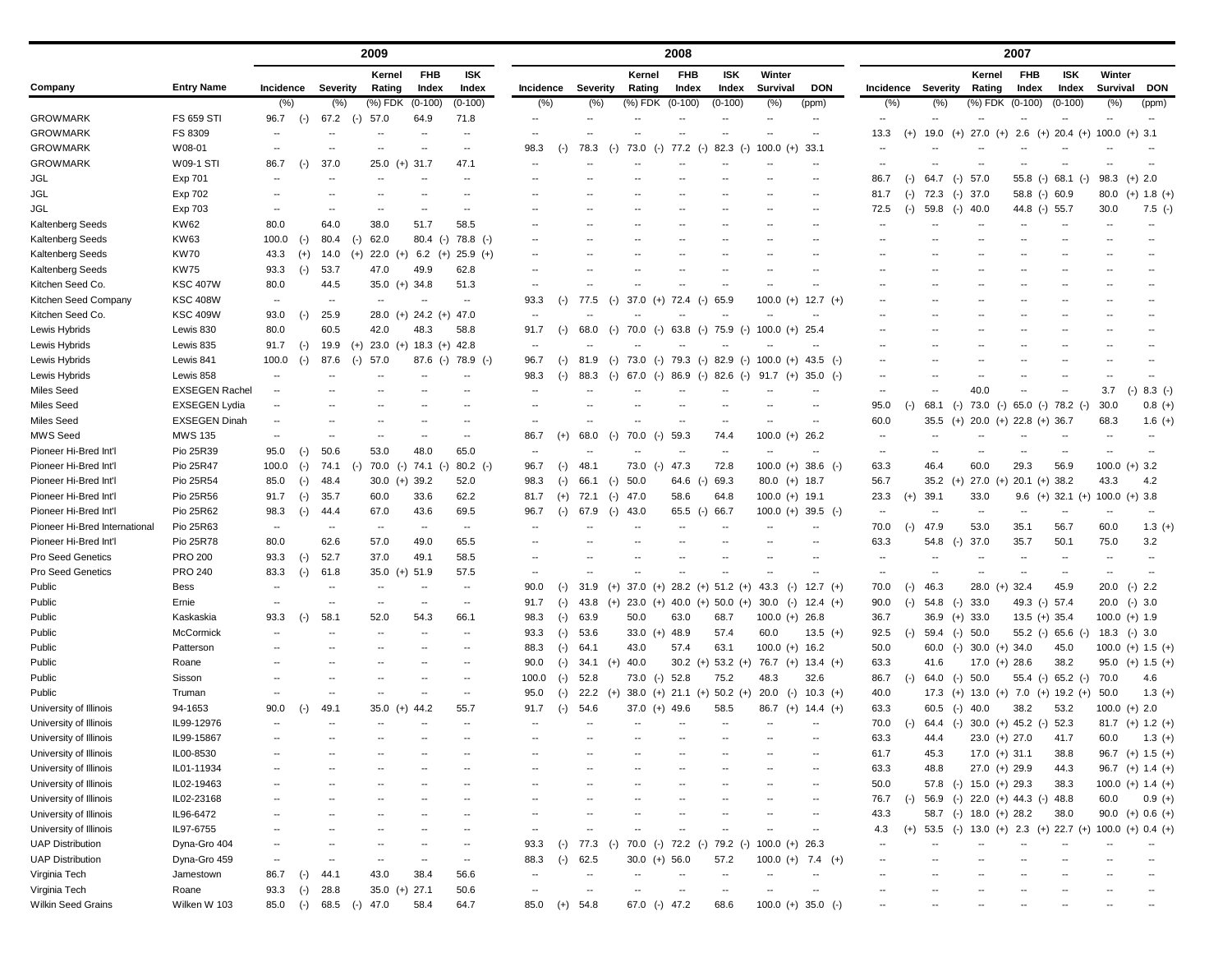| | | 2009 | | | | | 2008 | | | | | | | 2007 | | | | | | |
|---|---|---|---|---|---|---|---|---|---|---|---|---|---|---|---|---|---|---|---|---|
| Company | Entry Name | Incidence | Severity | Kernel Rating | FHB Index | ISK Index | Incidence | Severity | Kernel Rating | FHB Index | ISK Index | Winter Survival | DON | Incidence | Severity | Kernel Rating | FHB Index | ISK Index | Winter Survival | DON |
| | | (%) | (%) | (%) FDK | (0-100) | (0-100) | (%) | (%) | (%) FDK | (0-100) | (0-100) | (%) | (ppm) | (%) | (%) | (%) FDK | (0-100) | (0-100) | (%) | (ppm) |
| GROWMARK | FS 659 STI | 96.7 (-) | 67.2 (-) | 57.0 | 64.9 | 71.8 | -- | -- | -- | -- | -- | -- | -- | -- | -- | -- | -- | -- | -- | -- |
| GROWMARK | FS 8309 | -- | -- | -- | -- | -- | -- | -- | -- | -- | -- | -- | -- | 13.3 (+) | 19.0 (+) | 27.0 (+) | 2.6 (+) | 20.4 (+) | 100.0 (+) | 3.1 |
| GROWMARK | W08-01 | -- | -- | -- | -- | -- | 98.3 (-) | 78.3 (-) | 73.0 (-) | 77.2 (-) | 82.3 (-) | 100.0 (+) | 33.1 | -- | -- | -- | -- | -- | -- | -- |
| GROWMARK | W09-1 STI | 86.7 (-) | 37.0 | 25.0 (+) | 31.7 | 47.1 | -- | -- | -- | -- | -- | -- | -- | -- | -- | -- | -- | -- | -- | -- |
| JGL | Exp 701 | -- | -- | -- | -- | -- | -- | -- | -- | -- | -- | -- | -- | 86.7 (-) | 64.7 (-) | 57.0 | 55.8 (-) | 68.1 (-) | 98.3 (+) | 2.0 |
| JGL | Exp 702 | -- | -- | -- | -- | -- | -- | -- | -- | -- | -- | -- | -- | 81.7 (-) | 72.3 (-) | 37.0 | 58.8 (-) | 60.9 | 80.0 (+) | 1.8 (+) |
| JGL | Exp 703 | -- | -- | -- | -- | -- | -- | -- | -- | -- | -- | -- | -- | 72.5 (-) | 59.8 (-) | 40.0 | 44.8 (-) | 55.7 | 30.0 | 7.5 (-) |
| Kaltenberg Seeds | KW62 | 80.0 | 64.0 | 38.0 | 51.7 | 58.5 | -- | -- | -- | -- | -- | -- | -- | -- | -- | -- | -- | -- | -- | -- |
| Kaltenberg Seeds | KW63 | 100.0 (-) | 80.4 (-) | 62.0 | 80.4 (-) | 78.8 (-) | -- | -- | -- | -- | -- | -- | -- | -- | -- | -- | -- | -- | -- | -- |
| Kaltenberg Seeds | KW70 | 43.3 (+) | 14.0 (+) | 22.0 (+) | 6.2 (+) | 25.9 (+) | -- | -- | -- | -- | -- | -- | -- | -- | -- | -- | -- | -- | -- | -- |
| Kaltenberg Seeds | KW75 | 93.3 (-) | 53.7 | 47.0 | 49.9 | 62.8 | -- | -- | -- | -- | -- | -- | -- | -- | -- | -- | -- | -- | -- | -- |
| Kitchen Seed Co. | KSC 407W | 80.0 | 44.5 | 35.0 (+) | 34.8 | 51.3 | -- | -- | -- | -- | -- | -- | -- | -- | -- | -- | -- | -- | -- | -- |
| Kitchen Seed Company | KSC 408W | -- | -- | -- | -- | -- | 93.3 (-) | 77.5 (-) | 37.0 (+) | 72.4 (-) | 65.9 | 100.0 (+) | 12.7 (+) | -- | -- | -- | -- | -- | -- | -- |
| Kitchen Seed Co. | KSC 409W | 93.0 (-) | 25.9 | 28.0 (+) | 24.2 (+) | 47.0 | -- | -- | -- | -- | -- | -- | -- | -- | -- | -- | -- | -- | -- | -- |
| Lewis Hybrids | Lewis 830 | 80.0 | 60.5 | 42.0 | 48.3 | 58.8 | 91.7 (-) | 68.0 (-) | 70.0 (-) | 63.8 (-) | 75.9 (-) | 100.0 (+) | 25.4 | -- | -- | -- | -- | -- | -- | -- |
| Lewis Hybrids | Lewis 835 | 91.7 (-) | 19.9 (+) | 23.0 (+) | 18.3 (+) | 42.8 | -- | -- | -- | -- | -- | -- | -- | -- | -- | -- | -- | -- | -- | -- |
| Lewis Hybrids | Lewis 841 | 100.0 (-) | 87.6 (-) | 57.0 | 87.6 (-) | 78.9 (-) | 96.7 (-) | 81.9 (-) | 73.0 (-) | 79.3 (-) | 82.9 (-) | 100.0 (+) | 43.5 (-) | -- | -- | -- | -- | -- | -- | -- |
| Lewis Hybrids | Lewis 858 | -- | -- | -- | -- | -- | 98.3 (-) | 88.3 (-) | 67.0 (-) | 86.9 (-) | 82.6 (-) | 91.7 (+) | 35.0 (-) | -- | -- | -- | -- | -- | -- | -- |
| Miles Seed | EXSEGEN Rachel | -- | -- | -- | -- | -- | -- | -- | -- | -- | -- | -- | -- | -- | -- | 40.0 | -- | -- | 3.7 (-) | 8.3 (-) |
| Miles Seed | EXSEGEN Lydia | -- | -- | -- | -- | -- | -- | -- | -- | -- | -- | -- | -- | 95.0 (-) | 68.1 (-) | 73.0 (-) | 65.0 (-) | 78.2 (-) | 30.0 | 0.8 (+) |
| Miles Seed | EXSEGEN Dinah | -- | -- | -- | -- | -- | -- | -- | -- | -- | -- | -- | -- | 60.0 | 35.5 (+) | 20.0 (+) | 22.8 (+) | 36.7 | 68.3 | 1.6 (+) |
| MWS Seed | MWS 135 | -- | -- | -- | -- | -- | 86.7 (+) | 68.0 (-) | 70.0 (-) | 59.3 | 74.4 | 100.0 (+) | 26.2 | -- | -- | -- | -- | -- | -- | -- |
| Pioneer Hi-Bred Int'l | Pio 25R39 | 95.0 (-) | 50.6 | 53.0 | 48.0 | 65.0 | -- | -- | -- | -- | -- | -- | -- | -- | -- | -- | -- | -- | -- | -- |
| Pioneer Hi-Bred Int'l | Pio 25R47 | 100.0 (-) | 74.1 (-) | 70.0 (-) | 74.1 (-) | 80.2 (-) | 96.7 (-) | 48.1 | 73.0 (-) | 47.3 | 72.8 | 100.0 (+) | 38.6 (-) | 63.3 | 46.4 | 60.0 | 29.3 | 56.9 | 100.0 (+) | 3.2 |
| Pioneer Hi-Bred Int'l | Pio 25R54 | 85.0 (-) | 48.4 | 30.0 (+) | 39.2 | 52.0 | 98.3 (-) | 66.1 (-) | 50.0 | 64.6 (-) | 69.3 | 80.0 (+) | 18.7 | 56.7 | 35.2 (+) | 27.0 (+) | 20.1 (+) | 38.2 | 43.3 | 4.2 |
| Pioneer Hi-Bred Int'l | Pio 25R56 | 91.7 (-) | 35.7 | 60.0 | 33.6 | 62.2 | 81.7 (+) | 72.1 (-) | 47.0 | 58.6 | 64.8 | 100.0 (+) | 19.1 | 23.3 (+) | 39.1 | 33.0 | 9.6 (+) | 32.1 (+) | 100.0 (+) | 3.8 |
| Pioneer Hi-Bred Int'l | Pio 25R62 | 98.3 (-) | 44.4 | 67.0 | 43.6 | 69.5 | 96.7 (-) | 67.9 (-) | 43.0 | 65.5 (-) | 66.7 | 100.0 (+) | 39.5 (-) | -- | -- | -- | -- | -- | -- | -- |
| Pioneer Hi-Bred International | Pio 25R63 | -- | -- | -- | -- | -- | -- | -- | -- | -- | -- | -- | -- | 70.0 (-) | 47.9 | 53.0 | 35.1 | 56.7 | 60.0 | 1.3 (+) |
| Pioneer Hi-Bred Int'l | Pio 25R78 | 80.0 | 62.6 | 57.0 | 49.0 | 65.5 | -- | -- | -- | -- | -- | -- | -- | 63.3 | 54.8 (-) | 37.0 | 35.7 | 50.1 | 75.0 | 3.2 |
| Pro Seed Genetics | PRO 200 | 93.3 (-) | 52.7 | 37.0 | 49.1 | 58.5 | -- | -- | -- | -- | -- | -- | -- | -- | -- | -- | -- | -- | -- | -- |
| Pro Seed Genetics | PRO 240 | 83.3 (-) | 61.8 | 35.0 (+) | 51.9 | 57.5 | -- | -- | -- | -- | -- | -- | -- | -- | -- | -- | -- | -- | -- | -- |
| Public | Bess | -- | -- | -- | -- | -- | 90.0 (-) | 31.9 (+) | 37.0 (+) | 28.2 (+) | 51.2 (+) | 43.3 (-) | 12.7 (+) | 70.0 (-) | 46.3 | 28.0 (+) | 32.4 | 45.9 | 20.0 (-) | 2.2 |
| Public | Ernie | -- | -- | -- | -- | -- | 91.7 (-) | 43.8 (+) | 23.0 (+) | 40.0 (+) | 50.0 (+) | 30.0 (-) | 12.4 (+) | 90.0 (-) | 54.8 (-) | 33.0 | 49.3 (-) | 57.4 | 20.0 (-) | 3.0 |
| Public | Kaskaskia | 93.3 (-) | 58.1 | 52.0 | 54.3 | 66.1 | 98.3 (-) | 63.9 | 50.0 | 63.0 | 68.7 | 100.0 (+) | 26.8 | 36.7 | 36.9 (+) | 33.0 | 13.5 (+) | 35.4 | 100.0 (+) | 1.9 |
| Public | McCormick | -- | -- | -- | -- | -- | 93.3 (-) | 53.6 | 33.0 (+) | 48.9 | 57.4 | 60.0 | 13.5 (+) | 92.5 (-) | 59.4 (-) | 50.0 | 55.2 (-) | 65.6 (-) | 18.3 (-) | 3.0 |
| Public | Patterson | -- | -- | -- | -- | -- | 88.3 (-) | 64.1 | 43.0 | 57.4 | 63.1 | 100.0 (+) | 16.2 | 50.0 | 60.0 (-) | 30.0 (+) | 34.0 | 45.0 | 100.0 (+) | 1.5 (+) |
| Public | Roane | -- | -- | -- | -- | -- | 90.0 (-) | 34.1 (+) | 40.0 | 30.2 (+) | 53.2 (+) | 76.7 (+) | 13.4 (+) | 63.3 | 41.6 | 17.0 (+) | 28.6 | 38.2 | 95.0 (+) | 1.5 (+) |
| Public | Sisson | -- | -- | -- | -- | -- | 100.0 (-) | 52.8 | 73.0 (-) | 52.8 | 75.2 | 48.3 | 32.6 | 86.7 (-) | 64.0 (-) | 50.0 | 55.4 (-) | 65.2 (-) | 70.0 | 4.6 |
| Public | Truman | -- | -- | -- | -- | -- | 95.0 (-) | 22.2 (+) | 38.0 (+) | 21.1 (+) | 50.2 (+) | 20.0 (-) | 10.3 (+) | 40.0 | 17.3 (+) | 13.0 (+) | 7.0 (+) | 19.2 (+) | 50.0 | 1.3 (+) |
| University of Illinois | 94-1653 | 90.0 (-) | 49.1 | 35.0 (+) | 44.2 | 55.7 | 91.7 (-) | 54.6 | 37.0 (+) | 49.6 | 58.5 | 86.7 (+) | 14.4 (+) | 63.3 | 60.5 (-) | 40.0 | 38.2 | 53.2 | 100.0 (+) | 2.0 |
| University of Illinois | IL99-12976 | -- | -- | -- | -- | -- | -- | -- | -- | -- | -- | -- | -- | 70.0 (-) | 64.4 (-) | 30.0 (+) | 45.2 (-) | 52.3 | 81.7 (+) | 1.2 (+) |
| University of Illinois | IL99-15867 | -- | -- | -- | -- | -- | -- | -- | -- | -- | -- | -- | -- | 63.3 | 44.4 | 23.0 (+) | 27.0 | 41.7 | 60.0 | 1.3 (+) |
| University of Illinois | IL00-8530 | -- | -- | -- | -- | -- | -- | -- | -- | -- | -- | -- | -- | 61.7 | 45.3 | 17.0 (+) | 31.1 | 38.8 | 96.7 (+) | 1.5 (+) |
| University of Illinois | IL01-11934 | -- | -- | -- | -- | -- | -- | -- | -- | -- | -- | -- | -- | 63.3 | 48.8 | 27.0 (+) | 29.9 | 44.3 | 96.7 (+) | 1.4 (+) |
| University of Illinois | IL02-19463 | -- | -- | -- | -- | -- | -- | -- | -- | -- | -- | -- | -- | 50.0 | 57.8 (-) | 15.0 (+) | 29.3 | 38.3 | 100.0 (+) | 1.4 (+) |
| University of Illinois | IL02-23168 | -- | -- | -- | -- | -- | -- | -- | -- | -- | -- | -- | -- | 76.7 (-) | 56.9 (-) | 22.0 (+) | 44.3 (-) | 48.8 | 60.0 | 0.9 (+) |
| University of Illinois | IL96-6472 | -- | -- | -- | -- | -- | -- | -- | -- | -- | -- | -- | -- | 43.3 | 58.7 (-) | 18.0 (+) | 28.2 | 38.0 | 90.0 (+) | 0.6 (+) |
| University of Illinois | IL97-6755 | -- | -- | -- | -- | -- | -- | -- | -- | -- | -- | -- | -- | 4.3 (+) | 53.5 (-) | 13.0 (+) | 2.3 (+) | 22.7 (+) | 100.0 (+) | 0.4 (+) |
| UAP Distribution | Dyna-Gro 404 | -- | -- | -- | -- | -- | 93.3 (-) | 77.3 (-) | 70.0 (-) | 72.2 (-) | 79.2 (-) | 100.0 (+) | 26.3 | -- | -- | -- | -- | -- | -- | -- |
| UAP Distribution | Dyna-Gro 459 | -- | -- | -- | -- | -- | 88.3 (-) | 62.5 | 30.0 (+) | 56.0 | 57.2 | 100.0 (+) | 7.4 (+) | -- | -- | -- | -- | -- | -- | -- |
| Virginia Tech | Jamestown | 86.7 (-) | 44.1 | 43.0 | 38.4 | 56.6 | -- | -- | -- | -- | -- | -- | -- | -- | -- | -- | -- | -- | -- | -- |
| Virginia Tech | Roane | 93.3 (-) | 28.8 | 35.0 (+) | 27.1 | 50.6 | -- | -- | -- | -- | -- | -- | -- | -- | -- | -- | -- | -- | -- | -- |
| Wilkin Seed Grains | Wilken W 103 | 85.0 (-) | 68.5 (-) | 47.0 | 58.4 | 64.7 | 85.0 (+) | 54.8 | 67.0 (-) | 47.2 | 68.6 | 100.0 (+) | 35.0 (-) | -- | -- | -- | -- | -- | -- | -- |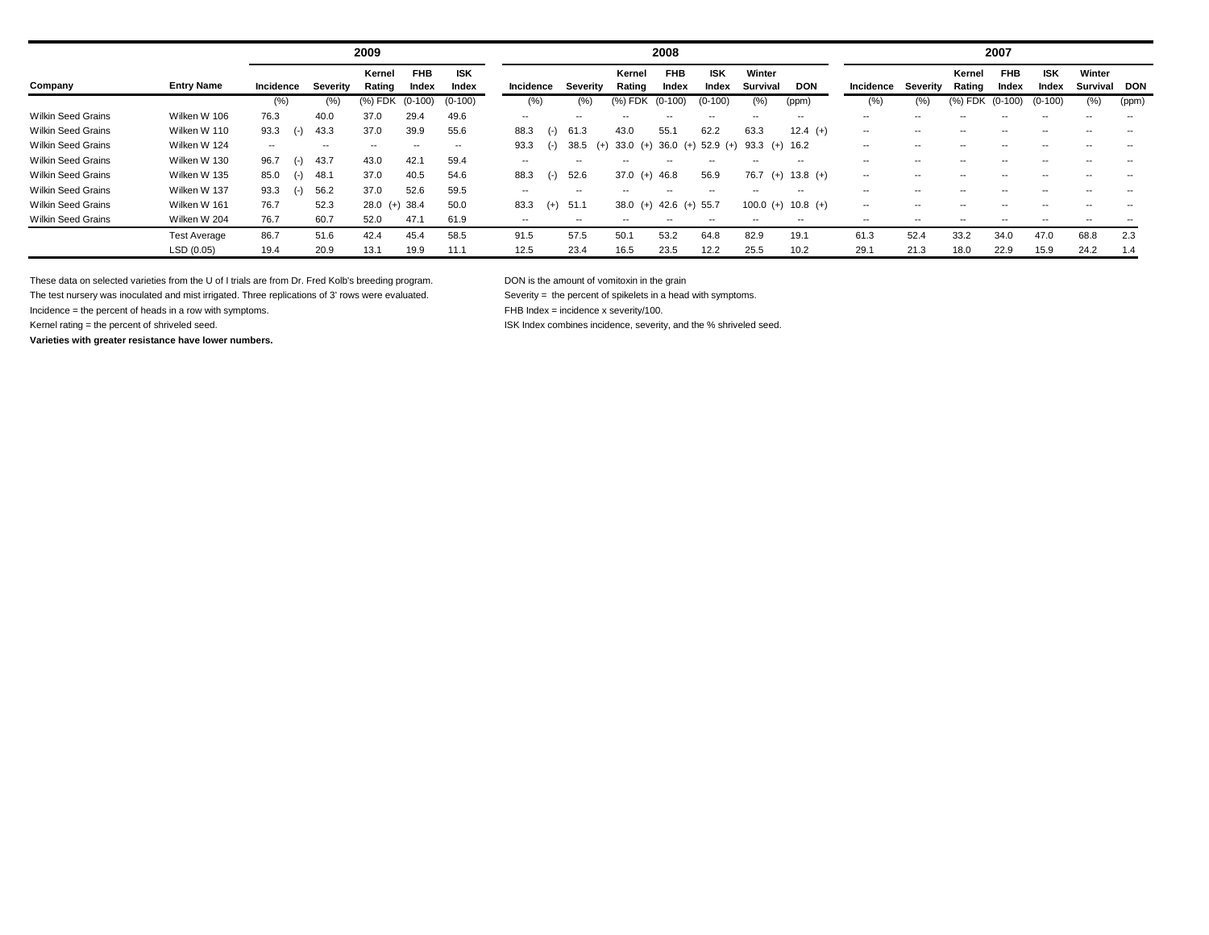| | | 2009 | | | | | 2008 | | | | | | | 2007 | | | | | | |
|---|---|---|---|---|---|---|---|---|---|---|---|---|---|---|---|---|---|---|---|---|
| Company | Entry Name | Incidence | Severity | Kernel Rating | FHB Index | ISK Index | Incidence | Severity | Kernel Rating | FHB Index | ISK Index | Winter Survival | DON | Incidence | Severity | Kernel Rating | FHB Index | ISK Index | Winter Survival | DON |
| | | (%) | (%) | (%) FDK | (0-100) | (0-100) | (%) | (%) | (%) FDK | (0-100) | (0-100) | (%) | (ppm) | (%) | (%) | (%) FDK | (0-100) | (0-100) | (%) | (ppm) |
| Wilkin Seed Grains | Wilken W 106 | 76.3 | 40.0 | 37.0 | 29.4 | 49.6 | -- | -- | -- | -- | -- | -- | -- | -- | -- | -- | -- | -- | -- | -- |
| Wilkin Seed Grains | Wilken W 110 | 93.3 (-) | 43.3 | 37.0 | 39.9 | 55.6 | 88.3 (-) | 61.3 | 43.0 | 55.1 | 62.2 | 63.3 | 12.4 (+) | -- | -- | -- | -- | -- | -- | -- |
| Wilkin Seed Grains | Wilken W 124 | -- | -- | -- | -- | -- | 93.3 (-) | 38.5 (+) | 33.0 (+) | 36.0 (+) | 52.9 (+) | 93.3 (+) | 16.2 | -- | -- | -- | -- | -- | -- | -- |
| Wilkin Seed Grains | Wilken W 130 | 96.7 (-) | 43.7 | 43.0 | 42.1 | 59.4 | -- | -- | -- | -- | -- | -- | -- | -- | -- | -- | -- | -- | -- | -- |
| Wilkin Seed Grains | Wilken W 135 | 85.0 (-) | 48.1 | 37.0 | 40.5 | 54.6 | 88.3 (-) | 52.6 | 37.0 (+) | 46.8 | 56.9 | 76.7 (+) | 13.8 (+) | -- | -- | -- | -- | -- | -- | -- |
| Wilkin Seed Grains | Wilken W 137 | 93.3 (-) | 56.2 | 37.0 | 52.6 | 59.5 | -- | -- | -- | -- | -- | -- | -- | -- | -- | -- | -- | -- | -- | -- |
| Wilkin Seed Grains | Wilken W 161 | 76.7 | 52.3 | 28.0 (+) | 38.4 | 50.0 | 83.3 (+) | 51.1 | 38.0 (+) | 42.6 (+) | 55.7 | 100.0 (+) | 10.8 (+) | -- | -- | -- | -- | -- | -- | -- |
| Wilkin Seed Grains | Wilken W 204 | 76.7 | 60.7 | 52.0 | 47.1 | 61.9 | -- | -- | -- | -- | -- | -- | -- | -- | -- | -- | -- | -- | -- | -- |
| | Test Average | 86.7 | 51.6 | 42.4 | 45.4 | 58.5 | 91.5 | 57.5 | 50.1 | 53.2 | 64.8 | 82.9 | 19.1 | 61.3 | 52.4 | 33.2 | 34.0 | 47.0 | 68.8 | 2.3 |
| | LSD (0.05) | 19.4 | 20.9 | 13.1 | 19.9 | 11.1 | 12.5 | 23.4 | 16.5 | 23.5 | 12.2 | 25.5 | 10.2 | 29.1 | 21.3 | 18.0 | 22.9 | 15.9 | 24.2 | 1.4 |

These data on selected varieties from the U of I trials are from Dr. Fred Kolb's breeding program.
The test nursery was inoculated and mist irrigated. Three replications of 3' rows were evaluated.
Incidence = the percent of heads in a row with symptoms.
Kernel rating = the percent of shriveled seed.
**Varieties with greater resistance have lower numbers.**

DON is the amount of vomitoxin in the grain
Severity = the percent of spikelets in a head with symptoms.
FHB Index = incidence x severity/100.
ISK Index combines incidence, severity, and the % shriveled seed.